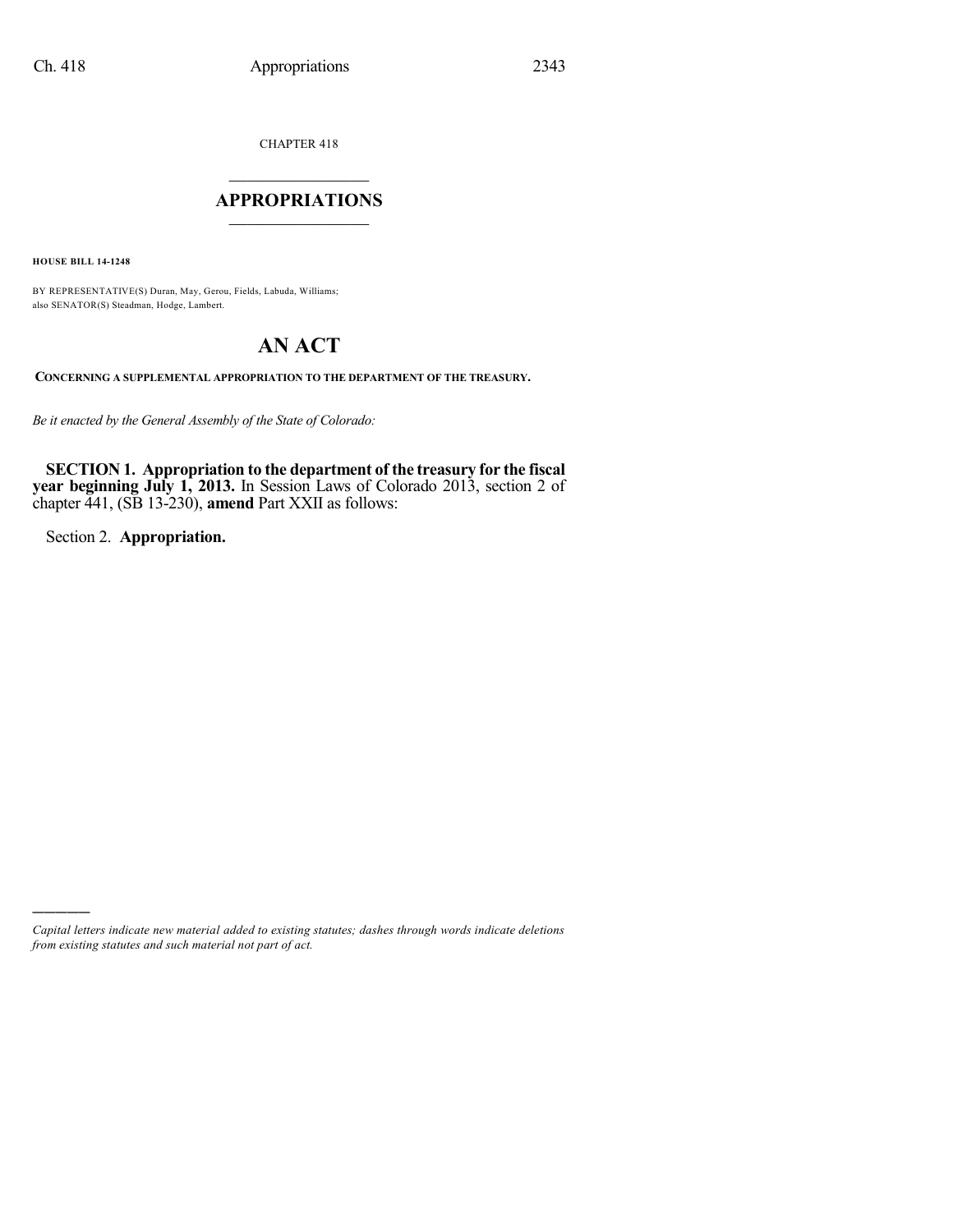CHAPTER 418

# APPROPRIATIONS

**HOUSE BILL 14-1248**

BY REPRESENTATIVE(S) Duran, May, Gerou, Fields, Labuda, Williams; also SENATOR(S) Steadman, Hodge, Lambert.

# AN ACT

**CONCERNING A SUPPLEMENTAL APPROPRIATION TO THE DEPARTMENT OF THE TREASURY.**

*Be it enacted by the General Assembly of the State of Colorado:*

**SECTION 1. Appropriation to the department of the treasury for the fiscal year beginning July 1, 2013.** In Session Laws of Colorado 2013, section 2 of chapter 441, (SB 13-230), **amend** Part XXII as follows:

Section 2. **Appropriation.**

---

*Capital letters indicate new material added to existing statutes; dashes through words indicate deletions from existing statutes and such material not part of act.*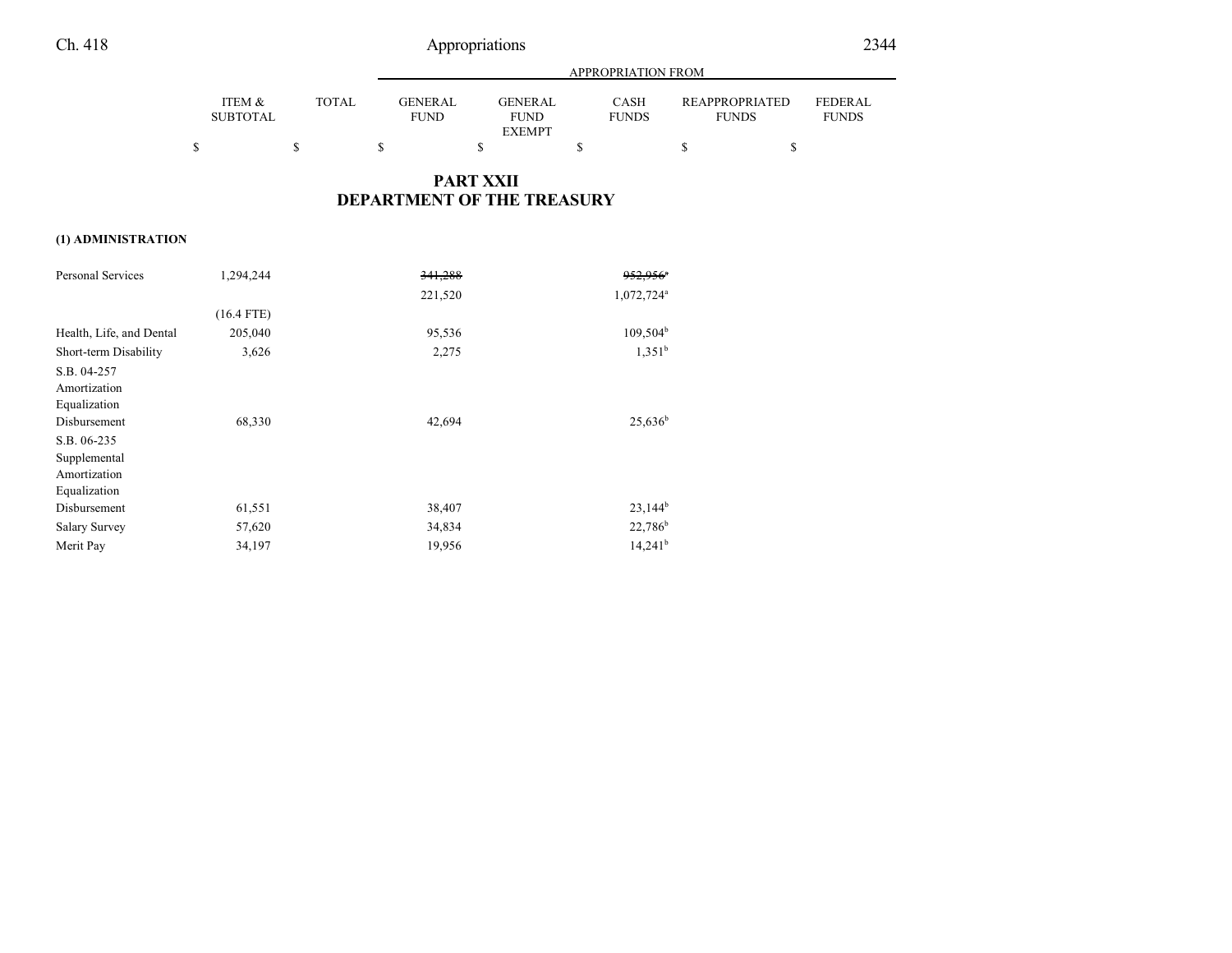| | ITEM & SUBTOTAL | TOTAL | GENERAL FUND | GENERAL FUND EXEMPT | CASH FUNDS | REAPPROPRIATED FUNDS | FEDERAL FUNDS |
|---|---|---|---|---|---|---|---|
| | $ | $ | $ | $ | $ | $ | $ |

## PART XXII
## DEPARTMENT OF THE TREASURY

**(1) ADMINISTRATION**

| | ITEM & SUBTOTAL | TOTAL | GENERAL FUND | GENERAL FUND EXEMPT | CASH FUNDS | REAPPROPRIATED FUNDS | FEDERAL FUNDS |
|---|---|---|---|---|---|---|---|
| Personal Services | 1,294,244 | | ~~341,288~~ | | ~~952,956~~[a] | | |
| | | | 221,520 | | 1,072,724[a] | | |
| | (16.4 FTE) | | | | | | |
| Health, Life, and Dental | 205,040 | | 95,536 | | 109,504[b] | | |
| Short-term Disability | 3,626 | | 2,275 | | 1,351[b] | | |
| S.B. 04-257 Amortization Equalization Disbursement | 68,330 | | 42,694 | | 25,636[b] | | |
| S.B. 06-235 Supplemental Amortization Equalization Disbursement | 61,551 | | 38,407 | | 23,144[b] | | |
| Salary Survey | 57,620 | | 34,834 | | 22,786[b] | | |
| Merit Pay | 34,197 | | 19,956 | | 14,241[b] | | |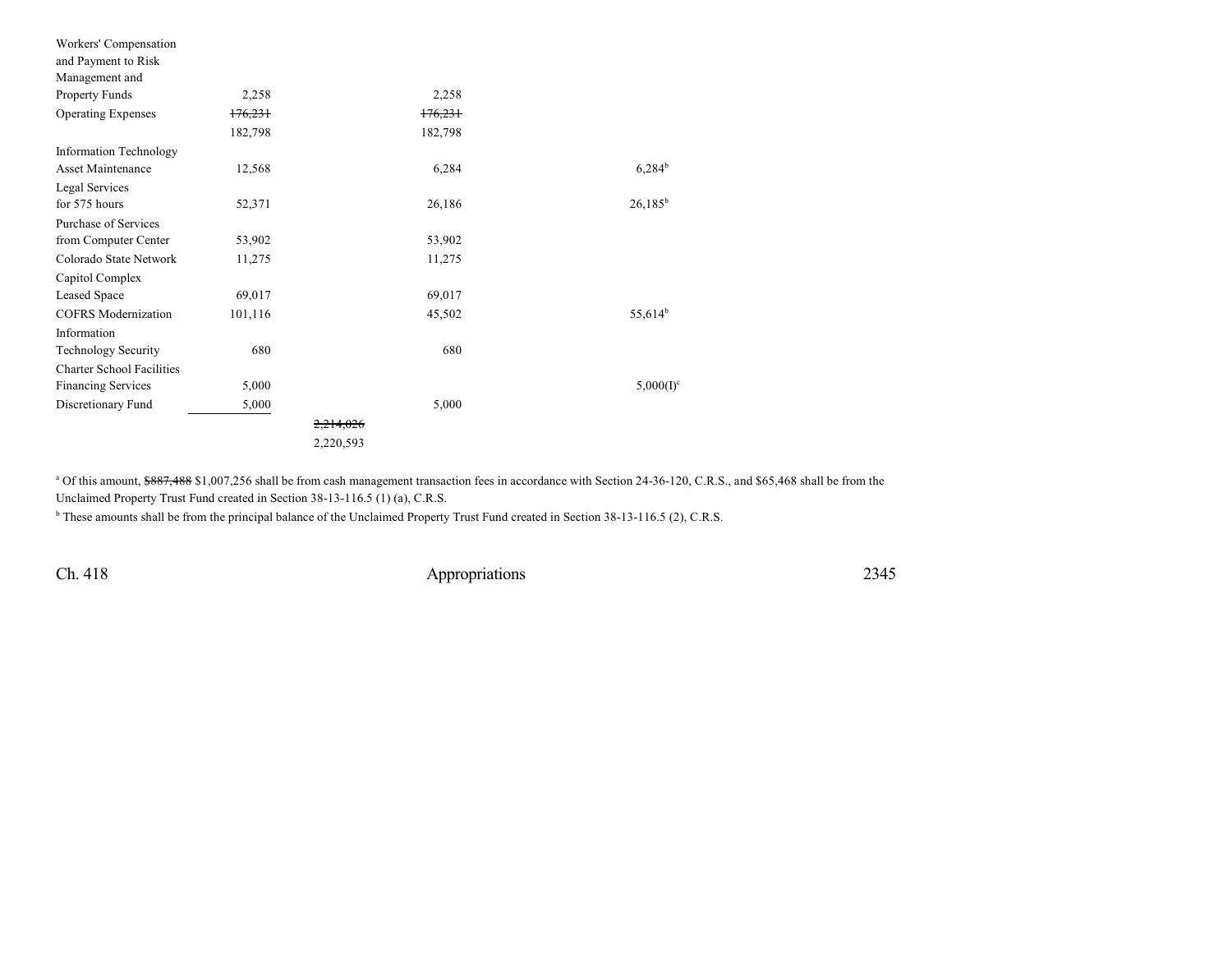| | | | | | |
|---|---|---|---|---|---|
| Workers' Compensation and Payment to Risk Management and Property Funds | 2,258 | | 2,258 | | |
| Operating Expenses | ~~176,231~~ 182,798 | | ~~176,231~~ 182,798 | | |
| Information Technology Asset Maintenance | 12,568 | | 6,284 | | 6,284[b] |
| Legal Services for 575 hours | 52,371 | | 26,186 | | 26,185[b] |
| Purchase of Services from Computer Center | 53,902 | | 53,902 | | |
| Colorado State Network | 11,275 | | 11,275 | | |
| Capitol Complex Leased Space | 69,017 | | 69,017 | | |
| COFRS Modernization | 101,116 | | 45,502 | | 55,614[b] |
| Information Technology Security | 680 | | 680 | | |
| Charter School Facilities Financing Services | 5,000 | | | | 5,000(I)[c] |
| Discretionary Fund | 5,000 | | 5,000 | | |
| | | ~~2,214,026~~ 2,220,593 | | | |

[a] Of this amount, ~~$887,488~~ $1,007,256 shall be from cash management transaction fees in accordance with Section 24-36-120, C.R.S., and $65,468 shall be from the Unclaimed Property Trust Fund created in Section 38-13-116.5 (1) (a), C.R.S.

[b] These amounts shall be from the principal balance of the Unclaimed Property Trust Fund created in Section 38-13-116.5 (2), C.R.S.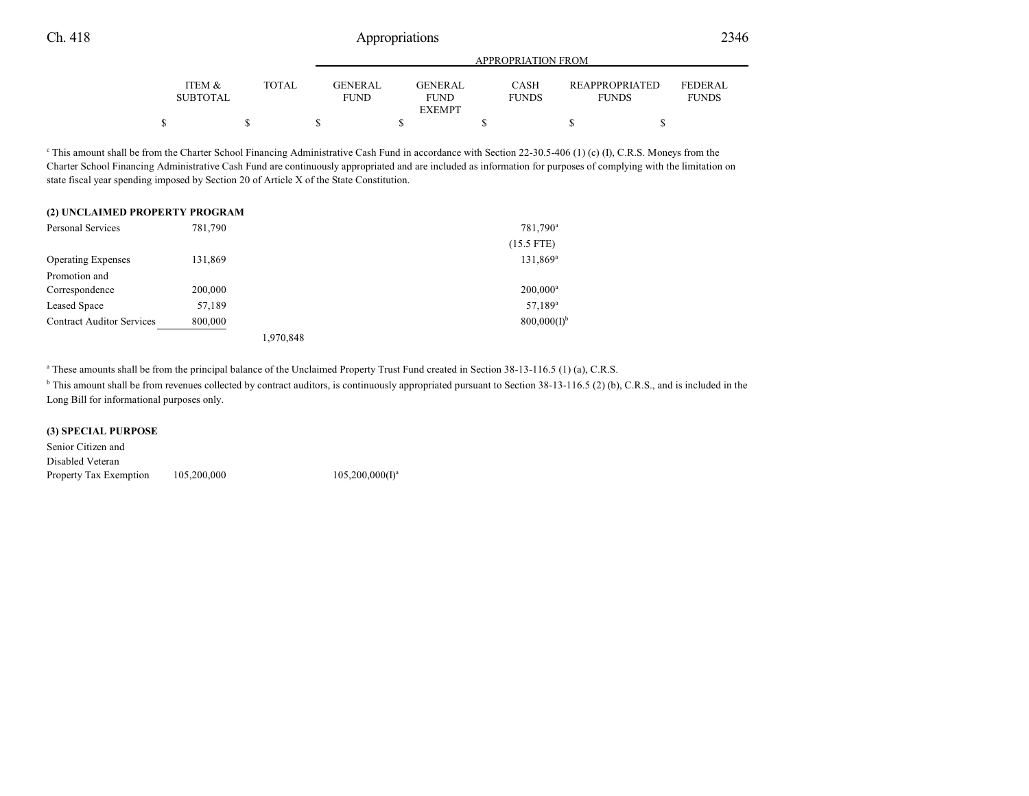| | ITEM & SUBTOTAL | TOTAL | APPROPRIATION FROM GENERAL FUND | GENERAL FUND EXEMPT | CASH FUNDS | REAPPROPRIATED FUNDS | FEDERAL FUNDS |
|---|---|---|---|---|---|---|---|
| | $ | $ | $ | $ | $ | $ | $ |

[c] This amount shall be from the Charter School Financing Administrative Cash Fund in accordance with Section 22-30.5-406 (1) (c) (I), C.R.S. Moneys from the Charter School Financing Administrative Cash Fund are continuously appropriated and are included as information for purposes of complying with the limitation on state fiscal year spending imposed by Section 20 of Article X of the State Constitution.

**(2) UNCLAIMED PROPERTY PROGRAM**

| | ITEM & SUBTOTAL | TOTAL | GENERAL FUND | GENERAL FUND EXEMPT | CASH FUNDS | REAPPROPRIATED FUNDS | FEDERAL FUNDS |
|---|---|---|---|---|---|---|---|
| Personal Services | 781,790 | | | | 781,790[a] | | |
| | | | | | (15.5 FTE) | | |
| Operating Expenses | 131,869 | | | | 131,869[a] | | |
| Promotion and Correspondence | 200,000 | | | | 200,000[a] | | |
| Leased Space | 57,189 | | | | 57,189[a] | | |
| Contract Auditor Services | 800,000 | | | | 800,000(I)[b] | | |
| | | 1,970,848 | | | | | |

[a] These amounts shall be from the principal balance of the Unclaimed Property Trust Fund created in Section 38-13-116.5 (1) (a), C.R.S.

[b] This amount shall be from revenues collected by contract auditors, is continuously appropriated pursuant to Section 38-13-116.5 (2) (b), C.R.S., and is included in the Long Bill for informational purposes only.

**(3) SPECIAL PURPOSE**

| | ITEM & SUBTOTAL | TOTAL | GENERAL FUND | GENERAL FUND EXEMPT | CASH FUNDS | REAPPROPRIATED FUNDS | FEDERAL FUNDS |
|---|---|---|---|---|---|---|---|
| Senior Citizen and Disabled Veteran Property Tax Exemption | 105,200,000 | | 105,200,000(I)[a] | | | | |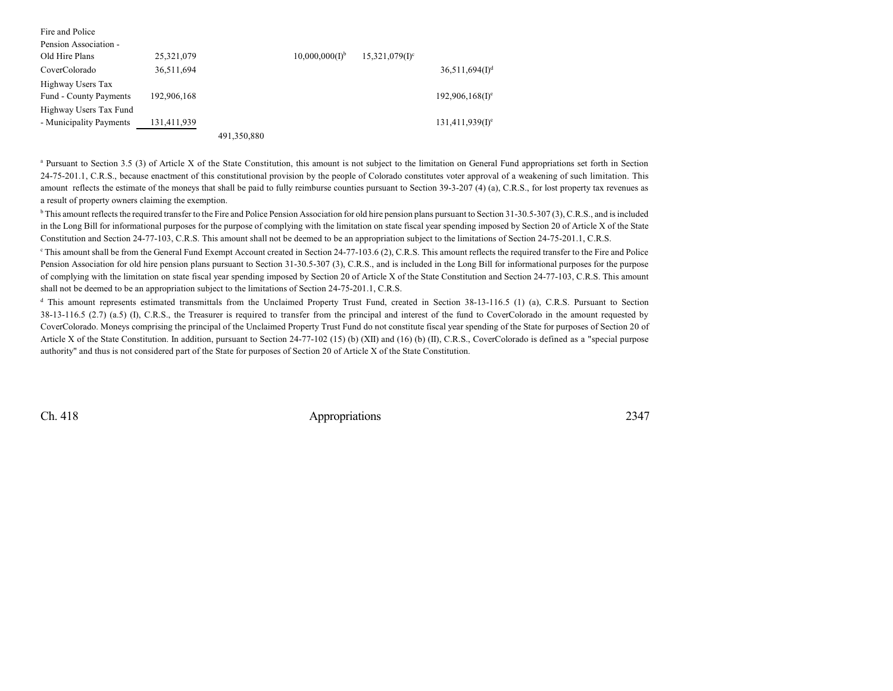| | | | | | | |
|---|---|---|---|---|---|---|
| Fire and Police Pension Association - Old Hire Plans | 25,321,079 | | 10,000,000(I)[b] | 15,321,079(I)[c] | | |
| CoverColorado | 36,511,694 | | | | 36,511,694(I)[d] | |
| Highway Users Tax Fund - County Payments | 192,906,168 | | | | 192,906,168(I)[e] | |
| Highway Users Tax Fund - Municipality Payments | 131,411,939 | | | | 131,411,939(I)[e] | |
| | | 491,350,880 | | | | |

[a] Pursuant to Section 3.5 (3) of Article X of the State Constitution, this amount is not subject to the limitation on General Fund appropriations set forth in Section 24-75-201.1, C.R.S., because enactment of this constitutional provision by the people of Colorado constitutes voter approval of a weakening of such limitation. This amount reflects the estimate of the moneys that shall be paid to fully reimburse counties pursuant to Section 39-3-207 (4) (a), C.R.S., for lost property tax revenues as a result of property owners claiming the exemption.

[b] This amount reflects the required transfer to the Fire and Police Pension Association for old hire pension plans pursuant to Section 31-30.5-307 (3), C.R.S., and is included in the Long Bill for informational purposes for the purpose of complying with the limitation on state fiscal year spending imposed by Section 20 of Article X of the State Constitution and Section 24-77-103, C.R.S. This amount shall not be deemed to be an appropriation subject to the limitations of Section 24-75-201.1, C.R.S.

[c] This amount shall be from the General Fund Exempt Account created in Section 24-77-103.6 (2), C.R.S. This amount reflects the required transfer to the Fire and Police Pension Association for old hire pension plans pursuant to Section 31-30.5-307 (3), C.R.S., and is included in the Long Bill for informational purposes for the purpose of complying with the limitation on state fiscal year spending imposed by Section 20 of Article X of the State Constitution and Section 24-77-103, C.R.S. This amount shall not be deemed to be an appropriation subject to the limitations of Section 24-75-201.1, C.R.S.

[d] This amount represents estimated transmittals from the Unclaimed Property Trust Fund, created in Section 38-13-116.5 (1) (a), C.R.S. Pursuant to Section 38-13-116.5 (2.7) (a.5) (I), C.R.S., the Treasurer is required to transfer from the principal and interest of the fund to CoverColorado in the amount requested by CoverColorado. Moneys comprising the principal of the Unclaimed Property Trust Fund do not constitute fiscal year spending of the State for purposes of Section 20 of Article X of the State Constitution. In addition, pursuant to Section 24-77-102 (15) (b) (XII) and (16) (b) (II), C.R.S., CoverColorado is defined as a "special purpose authority" and thus is not considered part of the State for purposes of Section 20 of Article X of the State Constitution.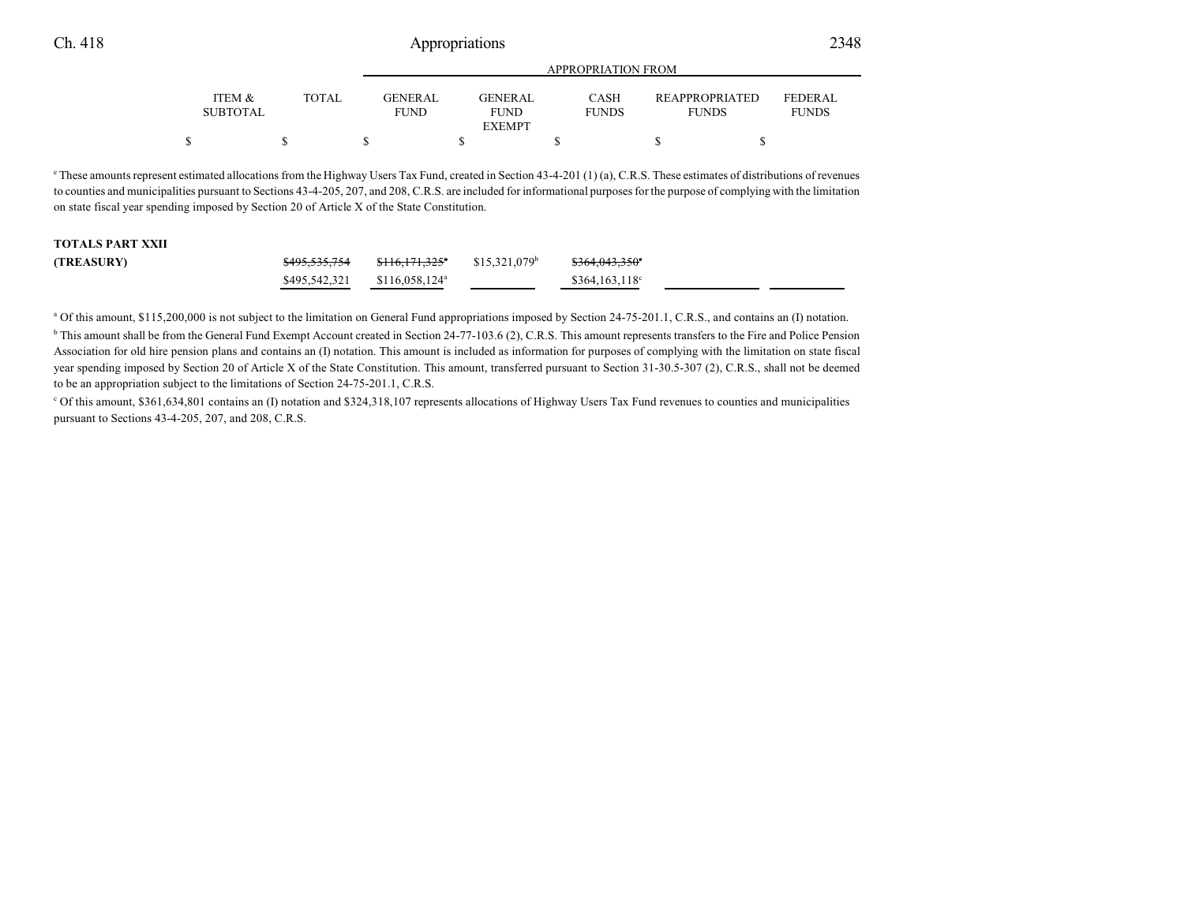| | ITEM & SUBTOTAL | TOTAL | GENERAL FUND | GENERAL FUND EXEMPT | CASH FUNDS | REAPPROPRIATED FUNDS | FEDERAL FUNDS |
|---|---|---|---|---|---|---|---|
| | | | APPROPRIATION FROM | | | | |
| | $ | $ | $ | $ | $ | $ | $ |

[e] These amounts represent estimated allocations from the Highway Users Tax Fund, created in Section 43-4-201 (1) (a), C.R.S. These estimates of distributions of revenues to counties and municipalities pursuant to Sections 43-4-205, 207, and 208, C.R.S. are included for informational purposes for the purpose of complying with the limitation on state fiscal year spending imposed by Section 20 of Article X of the State Constitution.

| | ITEM & SUBTOTAL | TOTAL | GENERAL FUND | GENERAL FUND EXEMPT | CASH FUNDS | REAPPROPRIATED FUNDS | FEDERAL FUNDS |
|---|---|---|---|---|---|---|---|
| **TOTALS PART XXII** | | | | | | | |
| **(TREASURY)** | | ~~$495,535,754~~ | ~~$116,171,325~~[a] | $15,321,079[b] | ~~$364,043,350~~[c] | | |
| | | $495,542,321 | $116,058,124[a] | | $364,163,118[c] | | |

[a] Of this amount, $115,200,000 is not subject to the limitation on General Fund appropriations imposed by Section 24-75-201.1, C.R.S., and contains an (I) notation.

[b] This amount shall be from the General Fund Exempt Account created in Section 24-77-103.6 (2), C.R.S. This amount represents transfers to the Fire and Police Pension Association for old hire pension plans and contains an (I) notation. This amount is included as information for purposes of complying with the limitation on state fiscal year spending imposed by Section 20 of Article X of the State Constitution. This amount, transferred pursuant to Section 31-30.5-307 (2), C.R.S., shall not be deemed to be an appropriation subject to the limitations of Section 24-75-201.1, C.R.S.

[c] Of this amount, $361,634,801 contains an (I) notation and $324,318,107 represents allocations of Highway Users Tax Fund revenues to counties and municipalities pursuant to Sections 43-4-205, 207, and 208, C.R.S.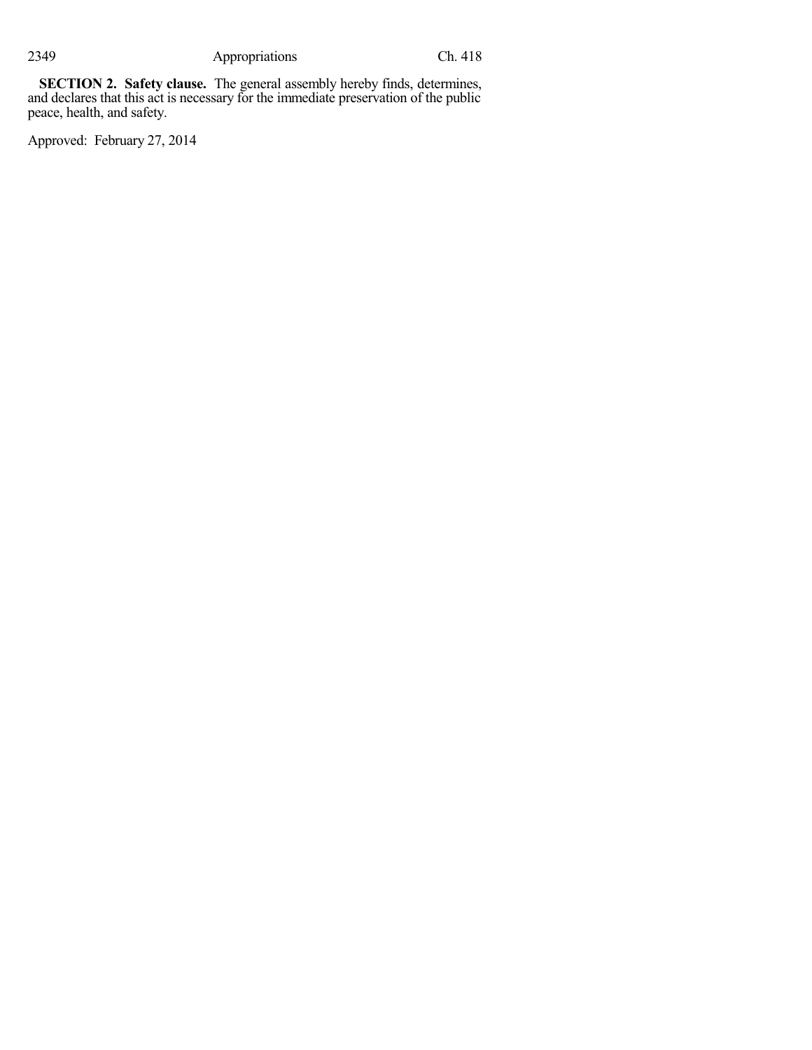**SECTION 2. Safety clause.** The general assembly hereby finds, determines, and declares that this act is necessary for the immediate preservation of the public peace, health, and safety.

Approved: February 27, 2014